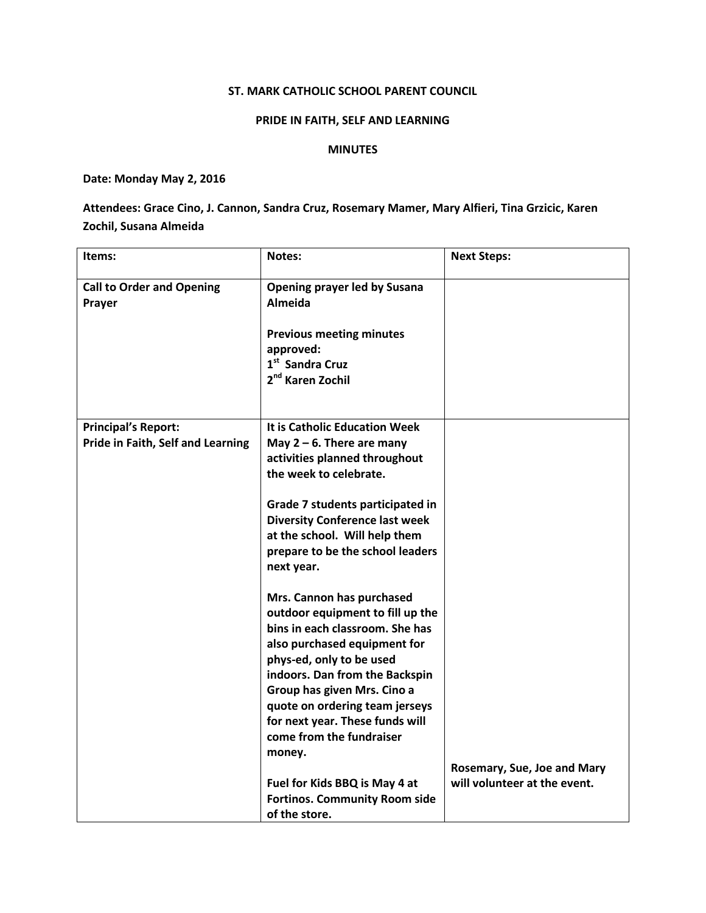**ST. MARK CATHOLIC SCHOOL PARENT COUNCIL**

**PRIDE IN FAITH, SELF AND LEARNING**

**MINUTES**

**Date: Monday May 2, 2016**

**Attendees: Grace Cino, J. Cannon, Sandra Cruz, Rosemary Mamer, Mary Alfieri, Tina Grzicic, Karen Zochil, Susana Almeida**

| Items: | Notes: | Next Steps: |
|---|---|---|
| **Call to Order and Opening Prayer** | **Opening prayer led by Susana Almeida**<br><br>**Previous meeting minutes approved:**<br>**1st Sandra Cruz**<br>**2nd Karen Zochil** | |
| **Principal's Report:**<br>**Pride in Faith, Self and Learning** | **It is Catholic Education Week May 2 – 6. There are many activities planned throughout the week to celebrate.**<br><br>**Grade 7 students participated in Diversity Conference last week at the school. Will help them prepare to be the school leaders next year.**<br><br>**Mrs. Cannon has purchased outdoor equipment to fill up the bins in each classroom. She has also purchased equipment for phys-ed, only to be used indoors. Dan from the Backspin Group has given Mrs. Cino a quote on ordering team jerseys for next year. These funds will come from the fundraiser money.**<br><br>**Fuel for Kids BBQ is May 4 at Fortinos. Community Room side of the store.** | **Rosemary, Sue, Joe and Mary will volunteer at the event.** |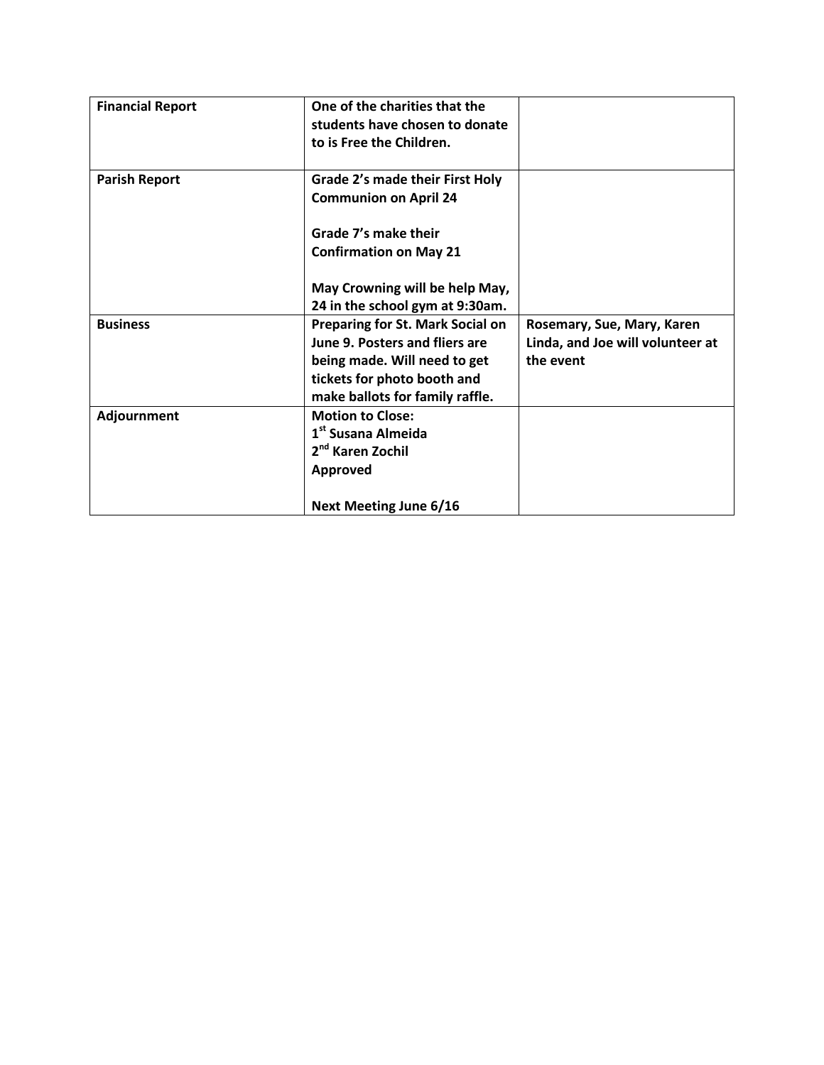| | | |
|---|---|---|
| **Financial Report** | **One of the charities that the students have chosen to donate to is Free the Children.** | |
| **Parish Report** | **Grade 2's made their First Holy Communion on April 24**<br><br>**Grade 7's make their Confirmation on May 21**<br><br>**May Crowning will be help May, 24 in the school gym at 9:30am.** | |
| **Business** | **Preparing for St. Mark Social on June 9. Posters and fliers are being made. Will need to get tickets for photo booth and make ballots for family raffle.** | **Rosemary, Sue, Mary, Karen Linda, and Joe will volunteer at the event** |
| **Adjournment** | **Motion to Close:**<br>**1st Susana Almeida**<br>**2nd Karen Zochil**<br>**Approved**<br><br>**Next Meeting June 6/16** | |